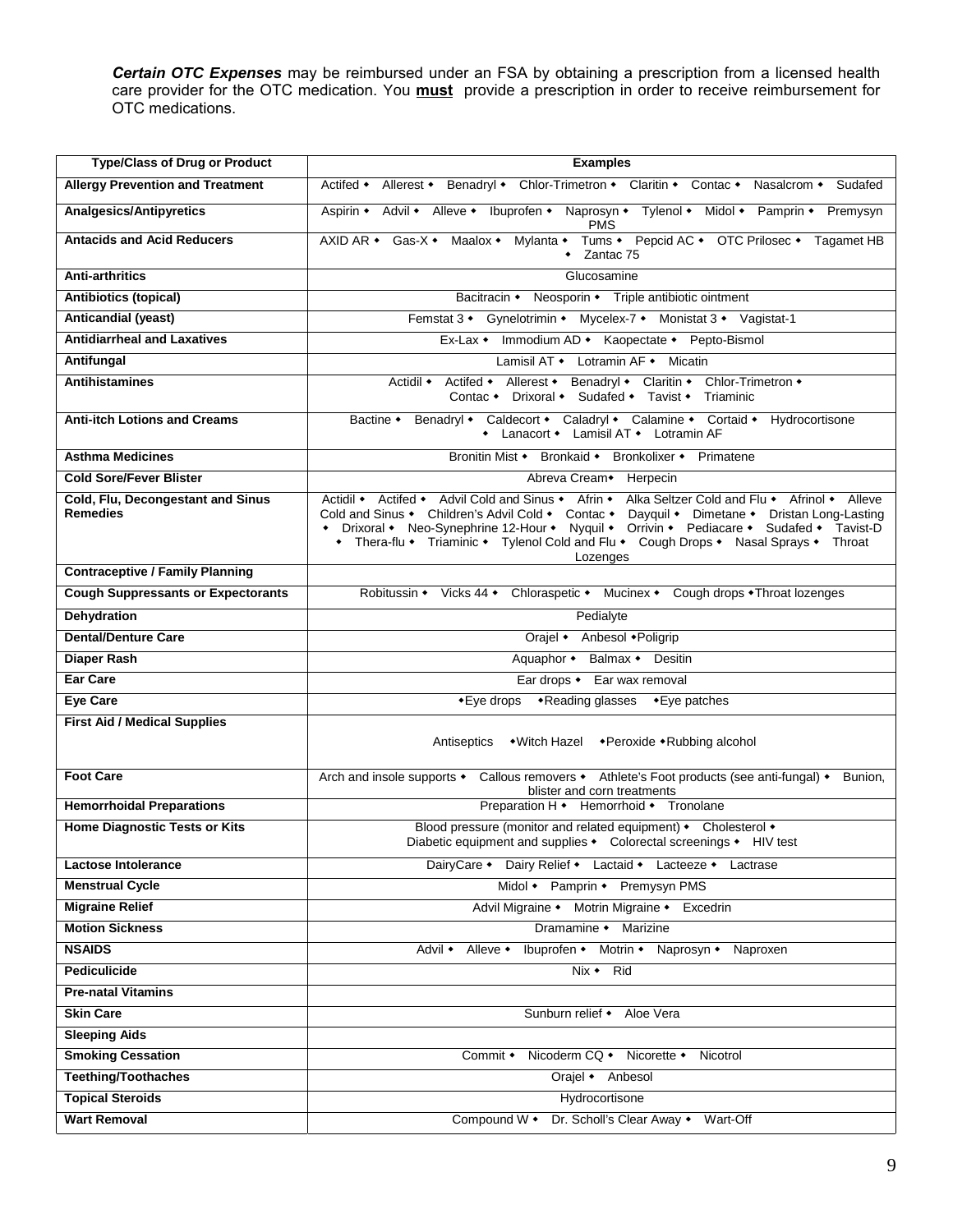***Certain OTC Expenses*** may be reimbursed under an FSA by obtaining a prescription from a licensed health care provider for the OTC medication. You **must** provide a prescription in order to receive reimbursement for OTC medications.

| Type/Class of Drug or Product | Examples |
|---|---|
| **Allergy Prevention and Treatment** | Actifed • Allerest • Benadryl • Chlor-Trimetron • Claritin • Contac • Nasalcrom • Sudafed |
| **Analgesics/Antipyretics** | Aspirin • Advil • Alleve • Ibuprofen • Naprosyn • Tylenol • Midol • Pamprin • Premysyn PMS |
| **Antacids and Acid Reducers** | AXID AR • Gas-X • Maalox • Mylanta • Tums • Pepcid AC • OTC Prilosec • Tagamet HB • Zantac 75 |
| **Anti-arthritics** | Glucosamine |
| **Antibiotics (topical)** | Bacitracin • Neosporin • Triple antibiotic ointment |
| **Anticandial (yeast)** | Femstat 3 • Gynelotrimin • Mycelex-7 • Monistat 3 • Vagistat-1 |
| **Antidiarrheal and Laxatives** | Ex-Lax • Immodium AD • Kaopectate • Pepto-Bismol |
| **Antifungal** | Lamisil AT • Lotramin AF • Micatin |
| **Antihistamines** | Actidil • Actifed • Allerest • Benadryl • Claritin • Chlor-Trimetron • Contac • Drixoral • Sudafed • Tavist • Triaminic |
| **Anti-itch Lotions and Creams** | Bactine • Benadryl • Caldecort • Caladryl • Calamine • Cortaid • Hydrocortisone • Lanacort • Lamisil AT • Lotramin AF |
| **Asthma Medicines** | Bronitin Mist • Bronkaid • Bronkolixer • Primatene |
| **Cold Sore/Fever Blister** | Abreva Cream• Herpecin |
| **Cold, Flu, Decongestant and Sinus Remedies** | Actidil • Actifed • Advil Cold and Sinus • Afrin • Alka Seltzer Cold and Flu • Afrinol • Alleve Cold and Sinus • Children's Advil Cold • Contac • Dayquil • Dimetane • Dristan Long-Lasting • Drixoral • Neo-Synephrine 12-Hour • Nyquil • Orrivin • Pediacare • Sudafed • Tavist-D • Thera-flu • Triaminic • Tylenol Cold and Flu • Cough Drops • Nasal Sprays • Throat Lozenges |
| **Contraceptive / Family Planning** | |
| **Cough Suppressants or Expectorants** | Robitussin • Vicks 44 • Chloraspetic • Mucinex • Cough drops •Throat lozenges |
| **Dehydration** | Pedialyte |
| **Dental/Denture Care** | Orajel • Anbesol •Poligrip |
| **Diaper Rash** | Aquaphor • Balmax • Desitin |
| **Ear Care** | Ear drops • Ear wax removal |
| **Eye Care** | •Eye drops •Reading glasses •Eye patches |
| **First Aid / Medical Supplies** | Antiseptics •Witch Hazel •Peroxide •Rubbing alcohol |
| **Foot Care** | Arch and insole supports • Callous removers • Athlete's Foot products (see anti-fungal) • Bunion, blister and corn treatments |
| **Hemorrhoidal Preparations** | Preparation H • Hemorrhoid • Tronolane |
| **Home Diagnostic Tests or Kits** | Blood pressure (monitor and related equipment) • Cholesterol • Diabetic equipment and supplies • Colorectal screenings • HIV test |
| **Lactose Intolerance** | DairyCare • Dairy Relief • Lactaid • Lacteeze • Lactrase |
| **Menstrual Cycle** | Midol • Pamprin • Premysyn PMS |
| **Migraine Relief** | Advil Migraine • Motrin Migraine • Excedrin |
| **Motion Sickness** | Dramamine • Marizine |
| **NSAIDS** | Advil • Alleve • Ibuprofen • Motrin • Naprosyn • Naproxen |
| **Pediculicide** | Nix • Rid |
| **Pre-natal Vitamins** | |
| **Skin Care** | Sunburn relief • Aloe Vera |
| **Sleeping Aids** | |
| **Smoking Cessation** | Commit • Nicoderm CQ • Nicorette • Nicotrol |
| **Teething/Toothaches** | Orajel • Anbesol |
| **Topical Steroids** | Hydrocortisone |
| **Wart Removal** | Compound W • Dr. Scholl's Clear Away • Wart-Off |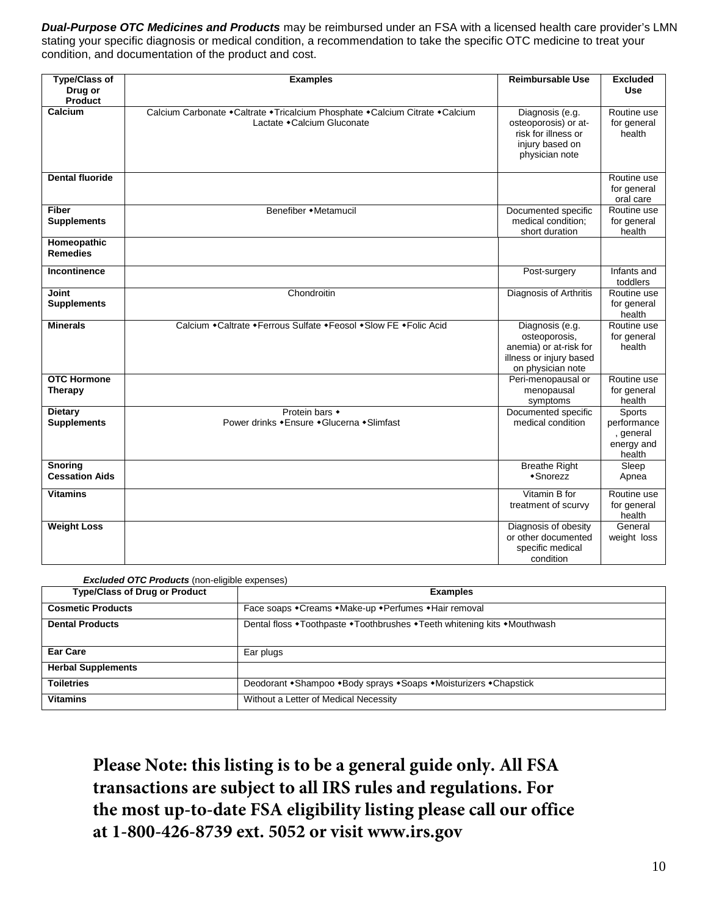***Dual-Purpose OTC Medicines and Products*** may be reimbursed under an FSA with a licensed health care provider's LMN stating your specific diagnosis or medical condition, a recommendation to take the specific OTC medicine to treat your condition, and documentation of the product and cost.

| Type/Class of Drug or Product | Examples | Reimbursable Use | Excluded Use |
|---|---|---|---|
| **Calcium** | Calcium Carbonate ◆Caltrate ◆Tricalcium Phosphate ◆Calcium Citrate ◆Calcium Lactate ◆Calcium Gluconate | Diagnosis (e.g. osteoporosis) or at-risk for illness or injury based on physician note | Routine use for general health |
| **Dental fluoride** | | | Routine use for general oral care |
| **Fiber Supplements** | Benefiber ◆Metamucil | Documented specific medical condition; short duration | Routine use for general health |
| **Homeopathic Remedies** | | | |
| **Incontinence** | | Post-surgery | Infants and toddlers |
| **Joint Supplements** | Chondroitin | Diagnosis of Arthritis | Routine use for general health |
| **Minerals** | Calcium ◆Caltrate ◆Ferrous Sulfate ◆Feosol ◆Slow FE ◆Folic Acid | Diagnosis (e.g. osteoporosis, anemia) or at-risk for illness or injury based on physician note | Routine use for general health |
| **OTC Hormone Therapy** | | Peri-menopausal or menopausal symptoms | Routine use for general health |
| **Dietary Supplements** | Protein bars ◆ Power drinks ◆Ensure ◆Glucerna ◆Slimfast | Documented specific medical condition | Sports performance, general energy and health |
| **Snoring Cessation Aids** | | Breathe Right ◆Snorezz | Sleep Apnea |
| **Vitamins** | | Vitamin B for treatment of scurvy | Routine use for general health |
| **Weight Loss** | | Diagnosis of obesity or other documented specific medical condition | General weight loss |

***Excluded OTC Products*** (non-eligible expenses)

| Type/Class of Drug or Product | Examples |
|---|---|
| **Cosmetic Products** | Face soaps ◆Creams ◆Make-up ◆Perfumes ◆Hair removal |
| **Dental Products** | Dental floss ◆Toothpaste ◆Toothbrushes ◆Teeth whitening kits ◆Mouthwash |
| **Ear Care** | Ear plugs |
| **Herbal Supplements** | |
| **Toiletries** | Deodorant ◆Shampoo ◆Body sprays ◆Soaps ◆Moisturizers ◆Chapstick |
| **Vitamins** | Without a Letter of Medical Necessity |

**Please Note: this listing is to be a general guide only. All FSA transactions are subject to all IRS rules and regulations. For the most up-to-date FSA eligibility listing please call our office at 1-800-426-8739 ext. 5052 or visit www.irs.gov**